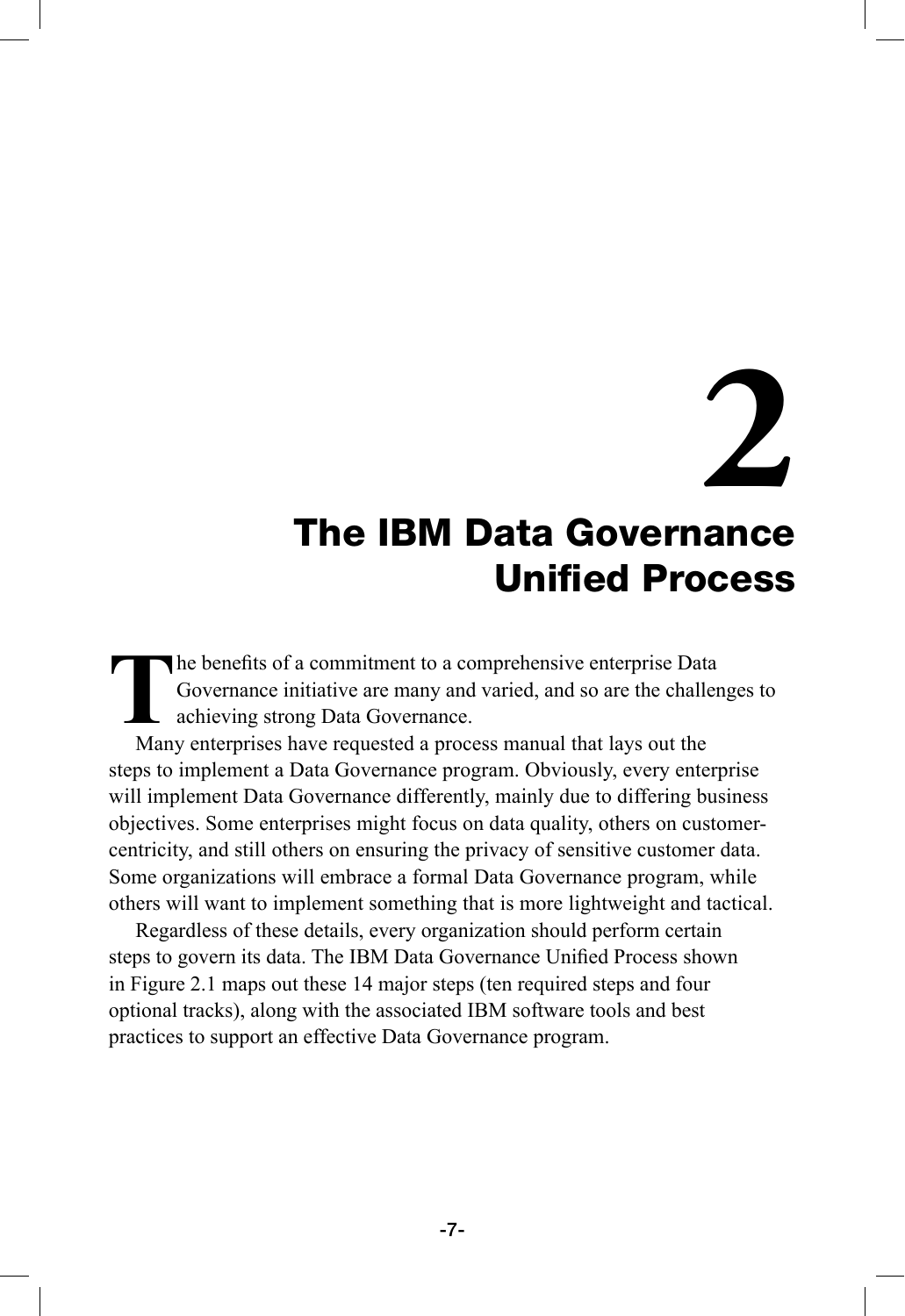# 2

# The IBM Data Governance Unified Process

The benefits of a commitment to a comprehensive enterprise Data Governance initiative are many and varied, and so are the challenges to achieving strong Data Governance.

Many enterprises have requested a process manual that lays out the steps to implement a Data Governance program. Obviously, every enterprise will implement Data Governance differently, mainly due to differing business objectives. Some enterprises might focus on data quality, others on customer-centricity, and still others on ensuring the privacy of sensitive customer data. Some organizations will embrace a formal Data Governance program, while others will want to implement something that is more lightweight and tactical.

Regardless of these details, every organization should perform certain steps to govern its data. The IBM Data Governance Unified Process shown in Figure 2.1 maps out these 14 major steps (ten required steps and four optional tracks), along with the associated IBM software tools and best practices to support an effective Data Governance program.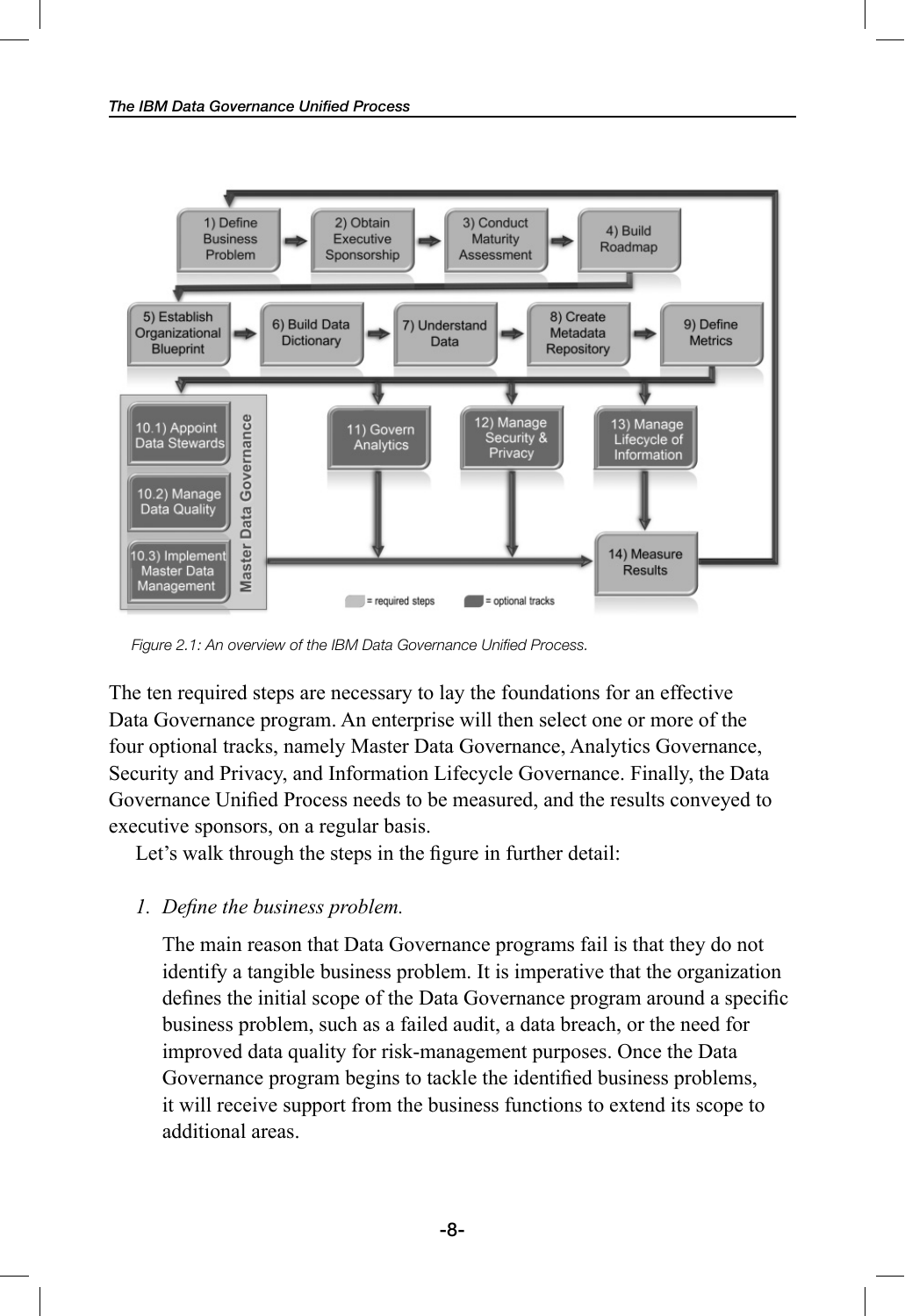Figure 2.1: An overview of the IBM Data Governance Unified Process.

The ten required steps are necessary to lay the foundations for an effective Data Governance program. An enterprise will then select one or more of the four optional tracks, namely Master Data Governance, Analytics Governance, Security and Privacy, and Information Lifecycle Governance. Finally, the Data Governance Unified Process needs to be measured, and the results conveyed to executive sponsors, on a regular basis.

Let's walk through the steps in the figure in further detail:

1. *Define the business problem.*

   The main reason that Data Governance programs fail is that they do not identify a tangible business problem. It is imperative that the organization defines the initial scope of the Data Governance program around a specific business problem, such as a failed audit, a data breach, or the need for improved data quality for risk-management purposes. Once the Data Governance program begins to tackle the identified business problems, it will receive support from the business functions to extend its scope to additional areas.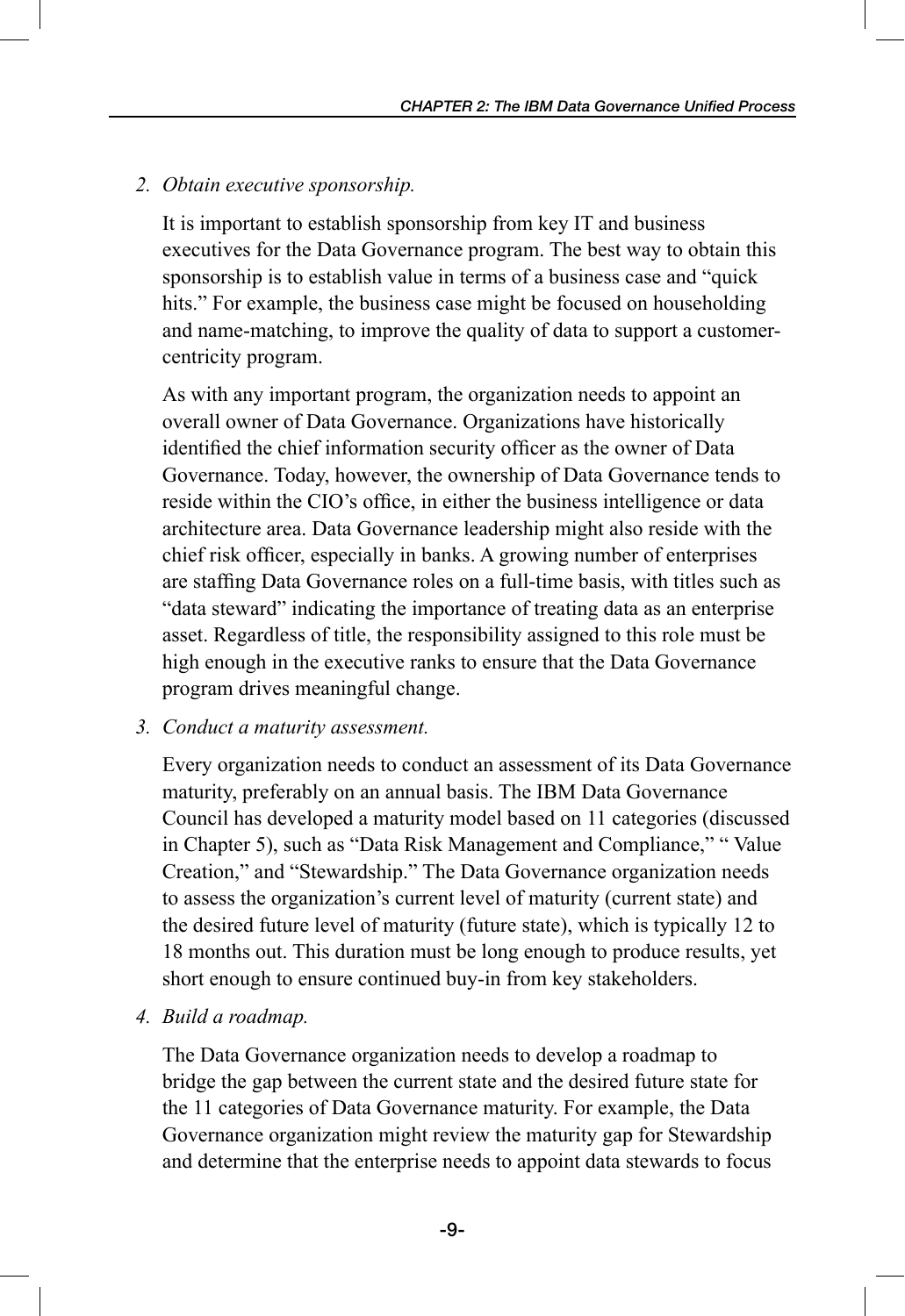2. *Obtain executive sponsorship.*

   It is important to establish sponsorship from key IT and business executives for the Data Governance program. The best way to obtain this sponsorship is to establish value in terms of a business case and "quick hits." For example, the business case might be focused on householding and name-matching, to improve the quality of data to support a customer-centricity program.

   As with any important program, the organization needs to appoint an overall owner of Data Governance. Organizations have historically identified the chief information security officer as the owner of Data Governance. Today, however, the ownership of Data Governance tends to reside within the CIO's office, in either the business intelligence or data architecture area. Data Governance leadership might also reside with the chief risk officer, especially in banks. A growing number of enterprises are staffing Data Governance roles on a full-time basis, with titles such as "data steward" indicating the importance of treating data as an enterprise asset. Regardless of title, the responsibility assigned to this role must be high enough in the executive ranks to ensure that the Data Governance program drives meaningful change.

3. *Conduct a maturity assessment.*

   Every organization needs to conduct an assessment of its Data Governance maturity, preferably on an annual basis. The IBM Data Governance Council has developed a maturity model based on 11 categories (discussed in Chapter 5), such as "Data Risk Management and Compliance," " Value Creation," and "Stewardship." The Data Governance organization needs to assess the organization's current level of maturity (current state) and the desired future level of maturity (future state), which is typically 12 to 18 months out. This duration must be long enough to produce results, yet short enough to ensure continued buy-in from key stakeholders.

4. *Build a roadmap.*

   The Data Governance organization needs to develop a roadmap to bridge the gap between the current state and the desired future state for the 11 categories of Data Governance maturity. For example, the Data Governance organization might review the maturity gap for Stewardship and determine that the enterprise needs to appoint data stewards to focus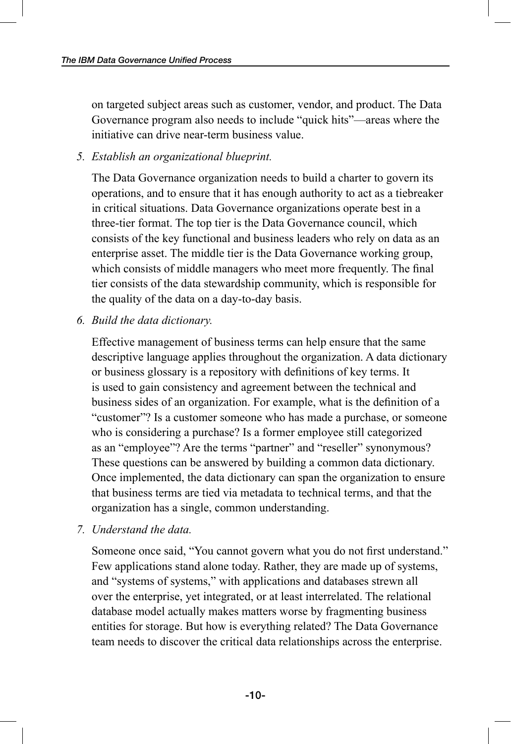on targeted subject areas such as customer, vendor, and product. The Data Governance program also needs to include “quick hits”—areas where the initiative can drive near-term business value.

5. *Establish an organizational blueprint.*

   The Data Governance organization needs to build a charter to govern its operations, and to ensure that it has enough authority to act as a tiebreaker in critical situations. Data Governance organizations operate best in a three-tier format. The top tier is the Data Governance council, which consists of the key functional and business leaders who rely on data as an enterprise asset. The middle tier is the Data Governance working group, which consists of middle managers who meet more frequently. The final tier consists of the data stewardship community, which is responsible for the quality of the data on a day-to-day basis.

6. *Build the data dictionary.*

   Effective management of business terms can help ensure that the same descriptive language applies throughout the organization. A data dictionary or business glossary is a repository with definitions of key terms. It is used to gain consistency and agreement between the technical and business sides of an organization. For example, what is the definition of a “customer”? Is a customer someone who has made a purchase, or someone who is considering a purchase? Is a former employee still categorized as an “employee”? Are the terms “partner” and “reseller” synonymous? These questions can be answered by building a common data dictionary. Once implemented, the data dictionary can span the organization to ensure that business terms are tied via metadata to technical terms, and that the organization has a single, common understanding.

7. *Understand the data.*

   Someone once said, “You cannot govern what you do not first understand.” Few applications stand alone today. Rather, they are made up of systems, and “systems of systems,” with applications and databases strewn all over the enterprise, yet integrated, or at least interrelated. The relational database model actually makes matters worse by fragmenting business entities for storage. But how is everything related? The Data Governance team needs to discover the critical data relationships across the enterprise.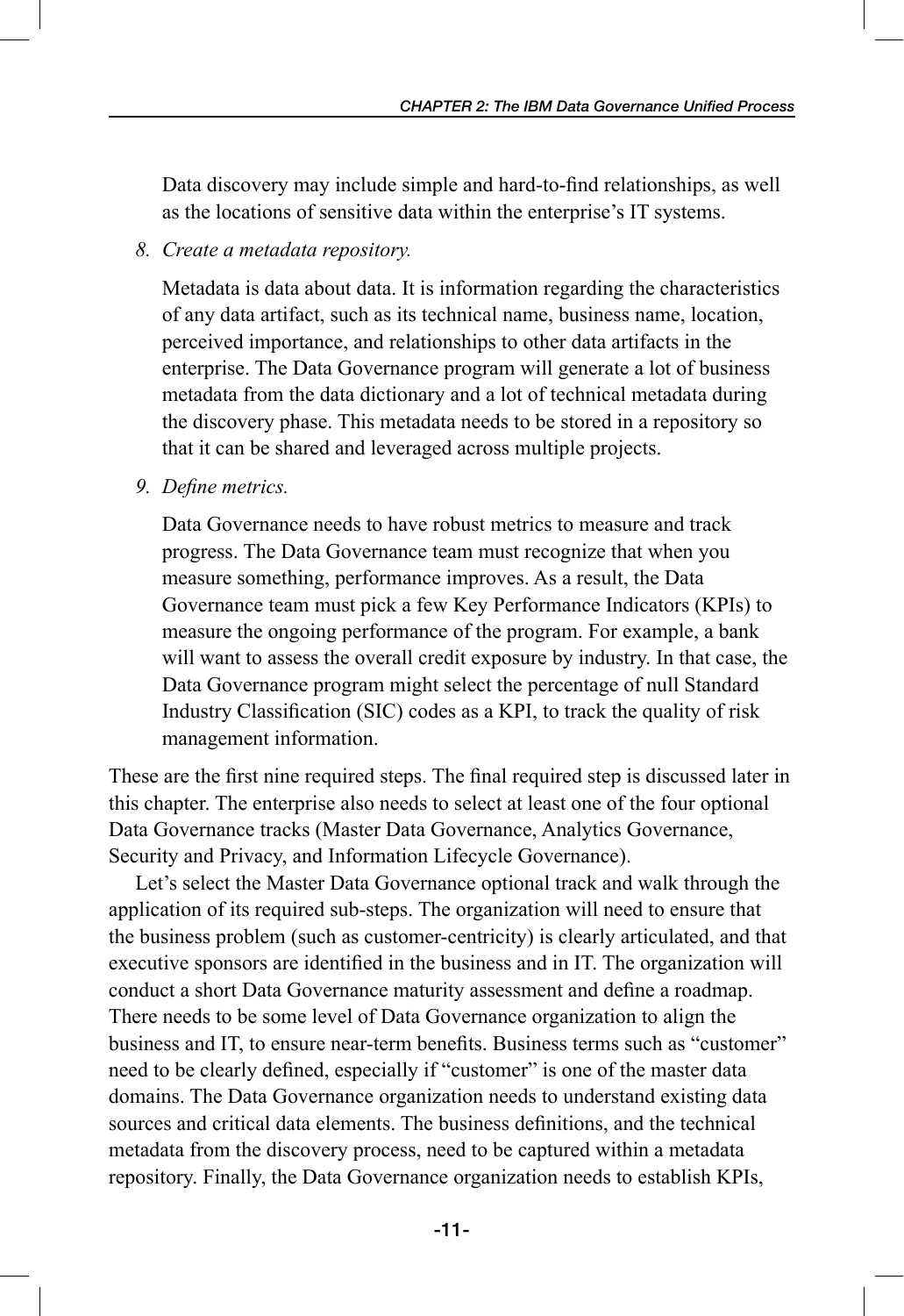Data discovery may include simple and hard-to-find relationships, as well as the locations of sensitive data within the enterprise's IT systems.

8. *Create a metadata repository.*

   Metadata is data about data. It is information regarding the characteristics of any data artifact, such as its technical name, business name, location, perceived importance, and relationships to other data artifacts in the enterprise. The Data Governance program will generate a lot of business metadata from the data dictionary and a lot of technical metadata during the discovery phase. This metadata needs to be stored in a repository so that it can be shared and leveraged across multiple projects.

9. *Define metrics.*

   Data Governance needs to have robust metrics to measure and track progress. The Data Governance team must recognize that when you measure something, performance improves. As a result, the Data Governance team must pick a few Key Performance Indicators (KPIs) to measure the ongoing performance of the program. For example, a bank will want to assess the overall credit exposure by industry. In that case, the Data Governance program might select the percentage of null Standard Industry Classification (SIC) codes as a KPI, to track the quality of risk management information.

These are the first nine required steps. The final required step is discussed later in this chapter. The enterprise also needs to select at least one of the four optional Data Governance tracks (Master Data Governance, Analytics Governance, Security and Privacy, and Information Lifecycle Governance).

Let's select the Master Data Governance optional track and walk through the application of its required sub-steps. The organization will need to ensure that the business problem (such as customer-centricity) is clearly articulated, and that executive sponsors are identified in the business and in IT. The organization will conduct a short Data Governance maturity assessment and define a roadmap. There needs to be some level of Data Governance organization to align the business and IT, to ensure near-term benefits. Business terms such as "customer" need to be clearly defined, especially if "customer" is one of the master data domains. The Data Governance organization needs to understand existing data sources and critical data elements. The business definitions, and the technical metadata from the discovery process, need to be captured within a metadata repository. Finally, the Data Governance organization needs to establish KPIs,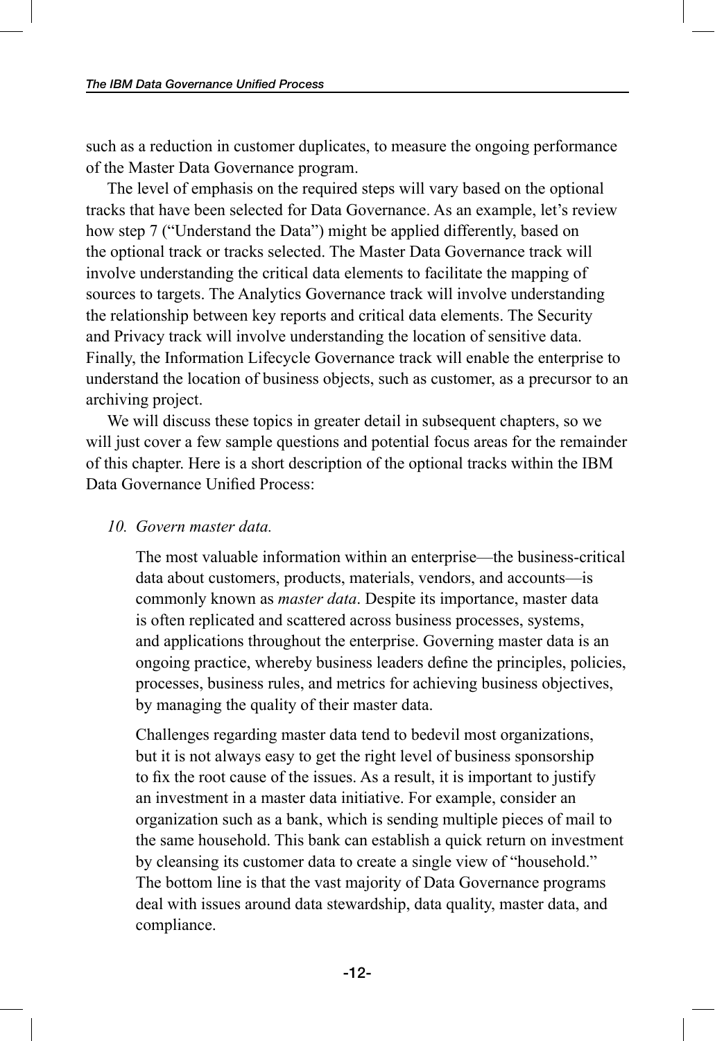such as a reduction in customer duplicates, to measure the ongoing performance of the Master Data Governance program.

The level of emphasis on the required steps will vary based on the optional tracks that have been selected for Data Governance. As an example, let's review how step 7 ("Understand the Data") might be applied differently, based on the optional track or tracks selected. The Master Data Governance track will involve understanding the critical data elements to facilitate the mapping of sources to targets. The Analytics Governance track will involve understanding the relationship between key reports and critical data elements. The Security and Privacy track will involve understanding the location of sensitive data. Finally, the Information Lifecycle Governance track will enable the enterprise to understand the location of business objects, such as customer, as a precursor to an archiving project.

We will discuss these topics in greater detail in subsequent chapters, so we will just cover a few sample questions and potential focus areas for the remainder of this chapter. Here is a short description of the optional tracks within the IBM Data Governance Unified Process:

10. *Govern master data.*

    The most valuable information within an enterprise—the business-critical data about customers, products, materials, vendors, and accounts—is commonly known as *master data*. Despite its importance, master data is often replicated and scattered across business processes, systems, and applications throughout the enterprise. Governing master data is an ongoing practice, whereby business leaders define the principles, policies, processes, business rules, and metrics for achieving business objectives, by managing the quality of their master data.

    Challenges regarding master data tend to bedevil most organizations, but it is not always easy to get the right level of business sponsorship to fix the root cause of the issues. As a result, it is important to justify an investment in a master data initiative. For example, consider an organization such as a bank, which is sending multiple pieces of mail to the same household. This bank can establish a quick return on investment by cleansing its customer data to create a single view of "household." The bottom line is that the vast majority of Data Governance programs deal with issues around data stewardship, data quality, master data, and compliance.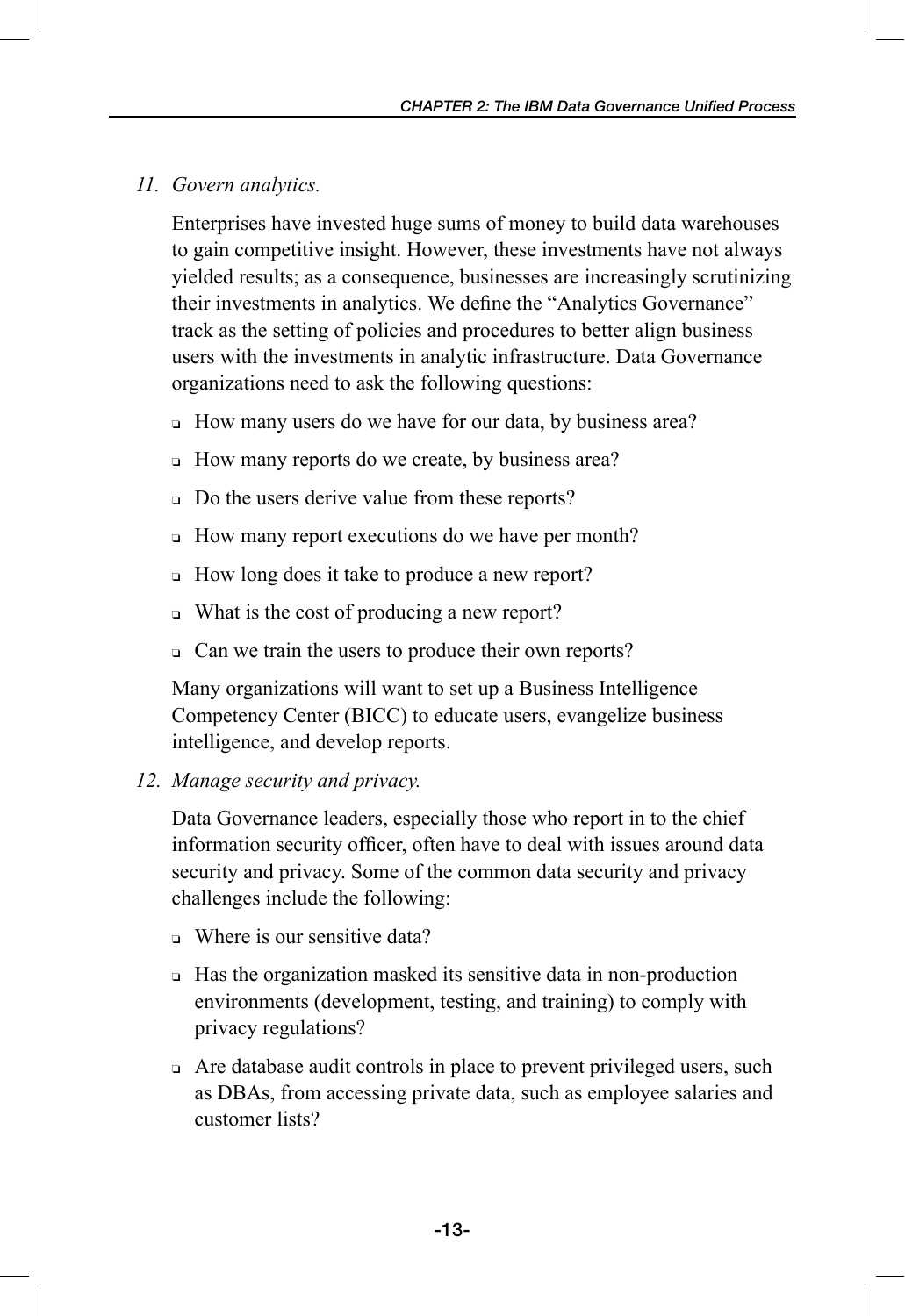11. *Govern analytics.*

    Enterprises have invested huge sums of money to build data warehouses to gain competitive insight. However, these investments have not always yielded results; as a consequence, businesses are increasingly scrutinizing their investments in analytics. We define the "Analytics Governance" track as the setting of policies and procedures to better align business users with the investments in analytic infrastructure. Data Governance organizations need to ask the following questions:

    - How many users do we have for our data, by business area?
    - How many reports do we create, by business area?
    - Do the users derive value from these reports?
    - How many report executions do we have per month?
    - How long does it take to produce a new report?
    - What is the cost of producing a new report?
    - Can we train the users to produce their own reports?

    Many organizations will want to set up a Business Intelligence Competency Center (BICC) to educate users, evangelize business intelligence, and develop reports.

12. *Manage security and privacy.*

    Data Governance leaders, especially those who report in to the chief information security officer, often have to deal with issues around data security and privacy. Some of the common data security and privacy challenges include the following:

    - Where is our sensitive data?
    - Has the organization masked its sensitive data in non-production environments (development, testing, and training) to comply with privacy regulations?
    - Are database audit controls in place to prevent privileged users, such as DBAs, from accessing private data, such as employee salaries and customer lists?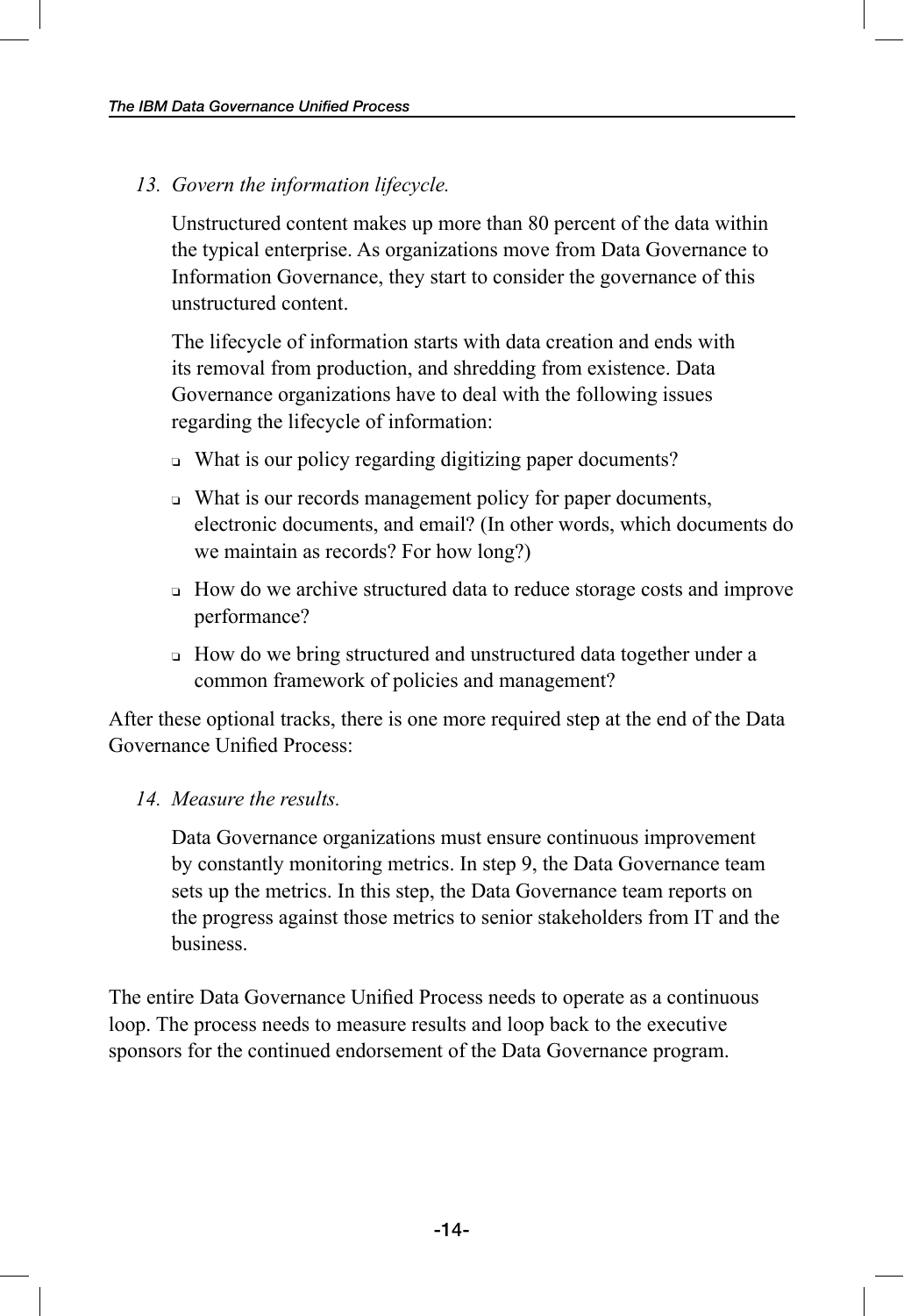13. *Govern the information lifecycle.*

    Unstructured content makes up more than 80 percent of the data within the typical enterprise. As organizations move from Data Governance to Information Governance, they start to consider the governance of this unstructured content.

    The lifecycle of information starts with data creation and ends with its removal from production, and shredding from existence. Data Governance organizations have to deal with the following issues regarding the lifecycle of information:

    - What is our policy regarding digitizing paper documents?
    - What is our records management policy for paper documents, electronic documents, and email? (In other words, which documents do we maintain as records? For how long?)
    - How do we archive structured data to reduce storage costs and improve performance?
    - How do we bring structured and unstructured data together under a common framework of policies and management?

After these optional tracks, there is one more required step at the end of the Data Governance Unified Process:

14. *Measure the results.*

    Data Governance organizations must ensure continuous improvement by constantly monitoring metrics. In step 9, the Data Governance team sets up the metrics. In this step, the Data Governance team reports on the progress against those metrics to senior stakeholders from IT and the business.

The entire Data Governance Unified Process needs to operate as a continuous loop. The process needs to measure results and loop back to the executive sponsors for the continued endorsement of the Data Governance program.